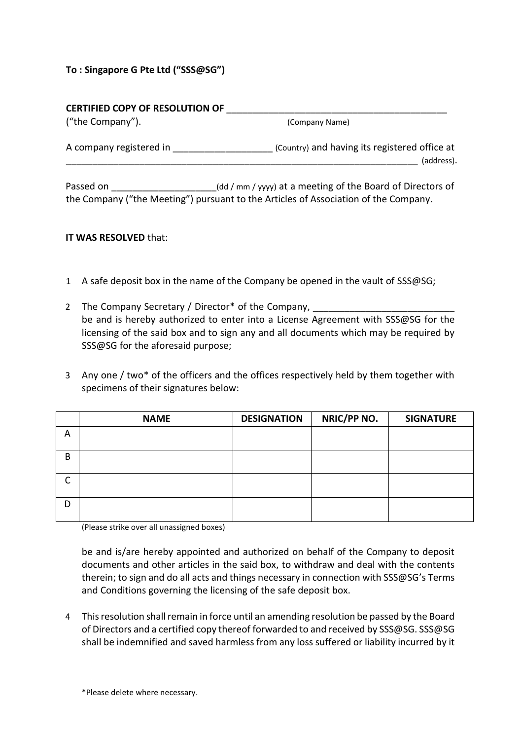**To : Singapore G Pte Ltd ("SSS@SG")**

**CERTIFIED COPY OF RESOLUTION OF** _____________________________________________
("the Company"). (Company Name)

A company registered in __________________ (Country) and having its registered office at
__________________________________________________________________ (address).

Passed on ___________________(dd / mm / yyyy) at a meeting of the Board of Directors of the Company ("the Meeting") pursuant to the Articles of Association of the Company.

**IT WAS RESOLVED** that:

1 A safe deposit box in the name of the Company be opened in the vault of SSS@SG;

2 The Company Secretary / Director* of the Company, ___________________________ be and is hereby authorized to enter into a License Agreement with SSS@SG for the licensing of the said box and to sign any and all documents which may be required by SSS@SG for the aforesaid purpose;

3 Any one / two* of the officers and the offices respectively held by them together with specimens of their signatures below:

| | NAME | DESIGNATION | NRIC/PP NO. | SIGNATURE |
|---|---|---|---|---|
| A | | | | |
| B | | | | |
| C | | | | |
| D | | | | |

(Please strike over all unassigned boxes)

be and is/are hereby appointed and authorized on behalf of the Company to deposit documents and other articles in the said box, to withdraw and deal with the contents therein; to sign and do all acts and things necessary in connection with SSS@SG's Terms and Conditions governing the licensing of the safe deposit box.

4 This resolution shall remain in force until an amending resolution be passed by the Board of Directors and a certified copy thereof forwarded to and received by SSS@SG. SSS@SG shall be indemnified and saved harmless from any loss suffered or liability incurred by it

*Please delete where necessary.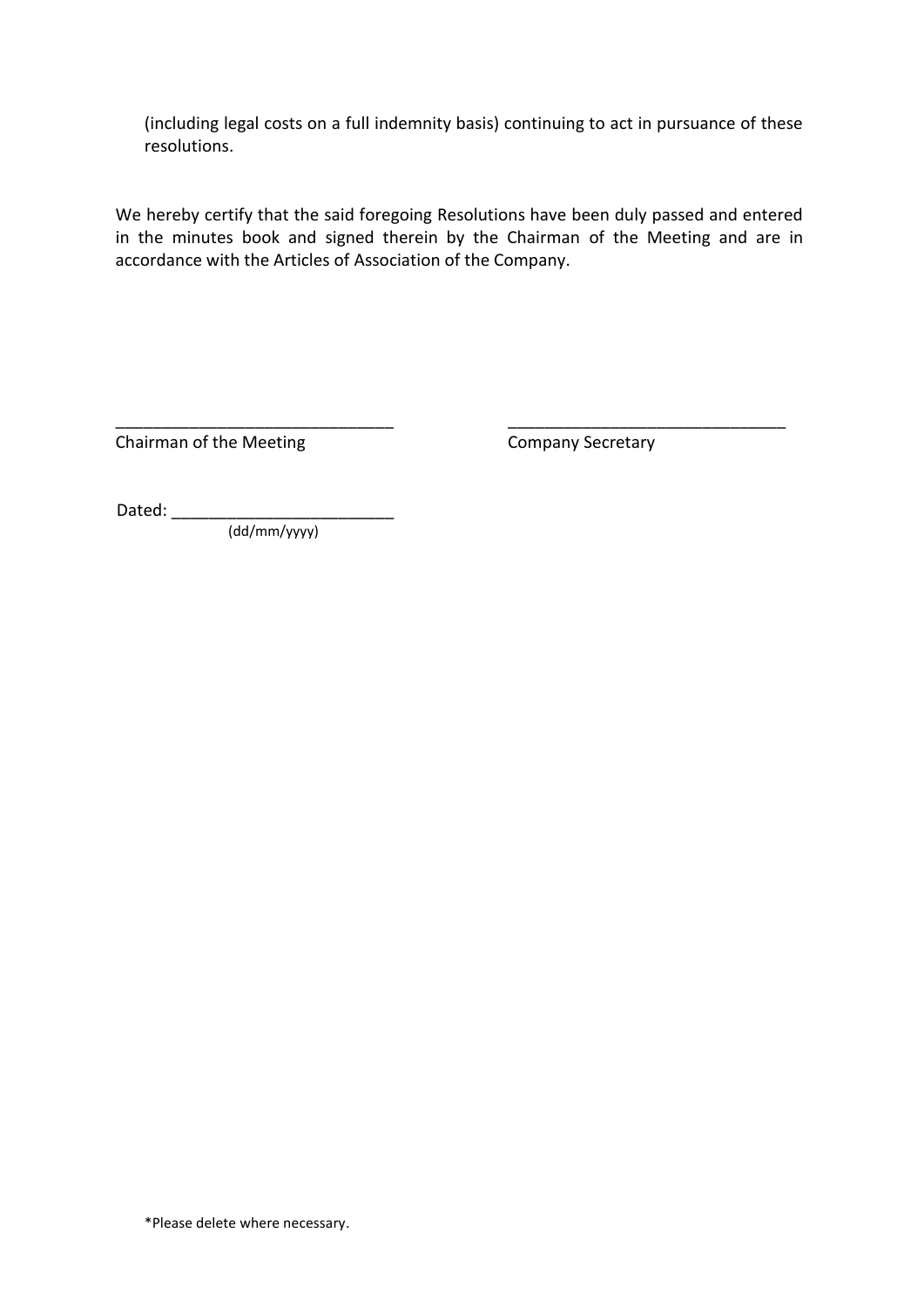(including legal costs on a full indemnity basis) continuing to act in pursuance of these resolutions.

We hereby certify that the said foregoing Resolutions have been duly passed and entered in the minutes book and signed therein by the Chairman of the Meeting and are in accordance with the Articles of Association of the Company.

______________________________ ______________________________
Chairman of the Meeting Company Secretary

Dated: ________________________
(dd/mm/yyyy)

*Please delete where necessary.